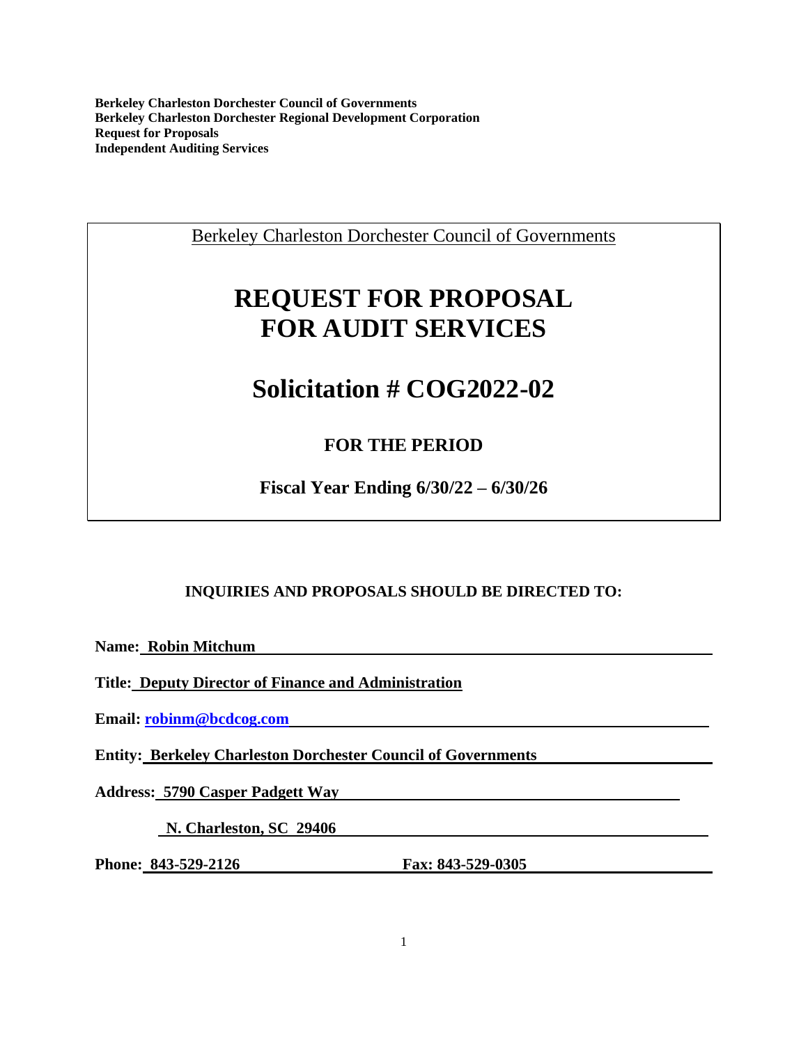**Berkeley Charleston Dorchester Council of Governments**
**Berkeley Charleston Dorchester Regional Development Corporation**
**Request for Proposals**
**Independent Auditing Services**

Berkeley Charleston Dorchester Council of Governments

# REQUEST FOR PROPOSAL FOR AUDIT SERVICES

# Solicitation # COG2022-02

## FOR THE PERIOD

**Fiscal Year Ending 6/30/22 – 6/30/26**

**INQUIRIES AND PROPOSALS SHOULD BE DIRECTED TO:**

**Name:** **Robin Mitchum**

**Title:** **Deputy Director of Finance and Administration**

**Email:** **robinm@bcdcog.com**

**Entity:** **Berkeley Charleston Dorchester Council of Governments**

**Address:** **5790 Casper Padgett Way**

**N. Charleston, SC 29406**

**Phone:** **843-529-2126** **Fax: 843-529-0305**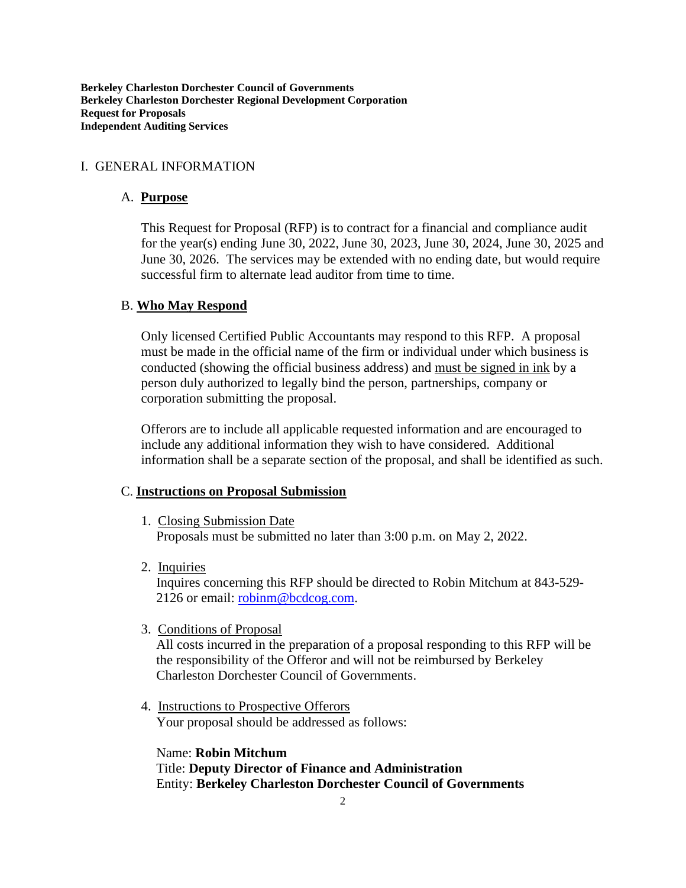**Berkeley Charleston Dorchester Council of Governments**
**Berkeley Charleston Dorchester Regional Development Corporation**
**Request for Proposals**
**Independent Auditing Services**

## I. GENERAL INFORMATION

### A. Purpose

This Request for Proposal (RFP) is to contract for a financial and compliance audit for the year(s) ending June 30, 2022, June 30, 2023, June 30, 2024, June 30, 2025 and June 30, 2026. The services may be extended with no ending date, but would require successful firm to alternate lead auditor from time to time.

### B. Who May Respond

Only licensed Certified Public Accountants may respond to this RFP. A proposal must be made in the official name of the firm or individual under which business is conducted (showing the official business address) and must be signed in ink by a person duly authorized to legally bind the person, partnerships, company or corporation submitting the proposal.

Offerors are to include all applicable requested information and are encouraged to include any additional information they wish to have considered. Additional information shall be a separate section of the proposal, and shall be identified as such.

### C. Instructions on Proposal Submission

1. Closing Submission Date
   Proposals must be submitted no later than 3:00 p.m. on May 2, 2022.

2. Inquiries
   Inquires concerning this RFP should be directed to Robin Mitchum at 843-529-2126 or email: robinm@bcdcog.com.

3. Conditions of Proposal
   All costs incurred in the preparation of a proposal responding to this RFP will be the responsibility of the Offeror and will not be reimbursed by Berkeley Charleston Dorchester Council of Governments.

4. Instructions to Prospective Offerors
   Your proposal should be addressed as follows:

   Name: **Robin Mitchum**
   Title: **Deputy Director of Finance and Administration**
   Entity: **Berkeley Charleston Dorchester Council of Governments**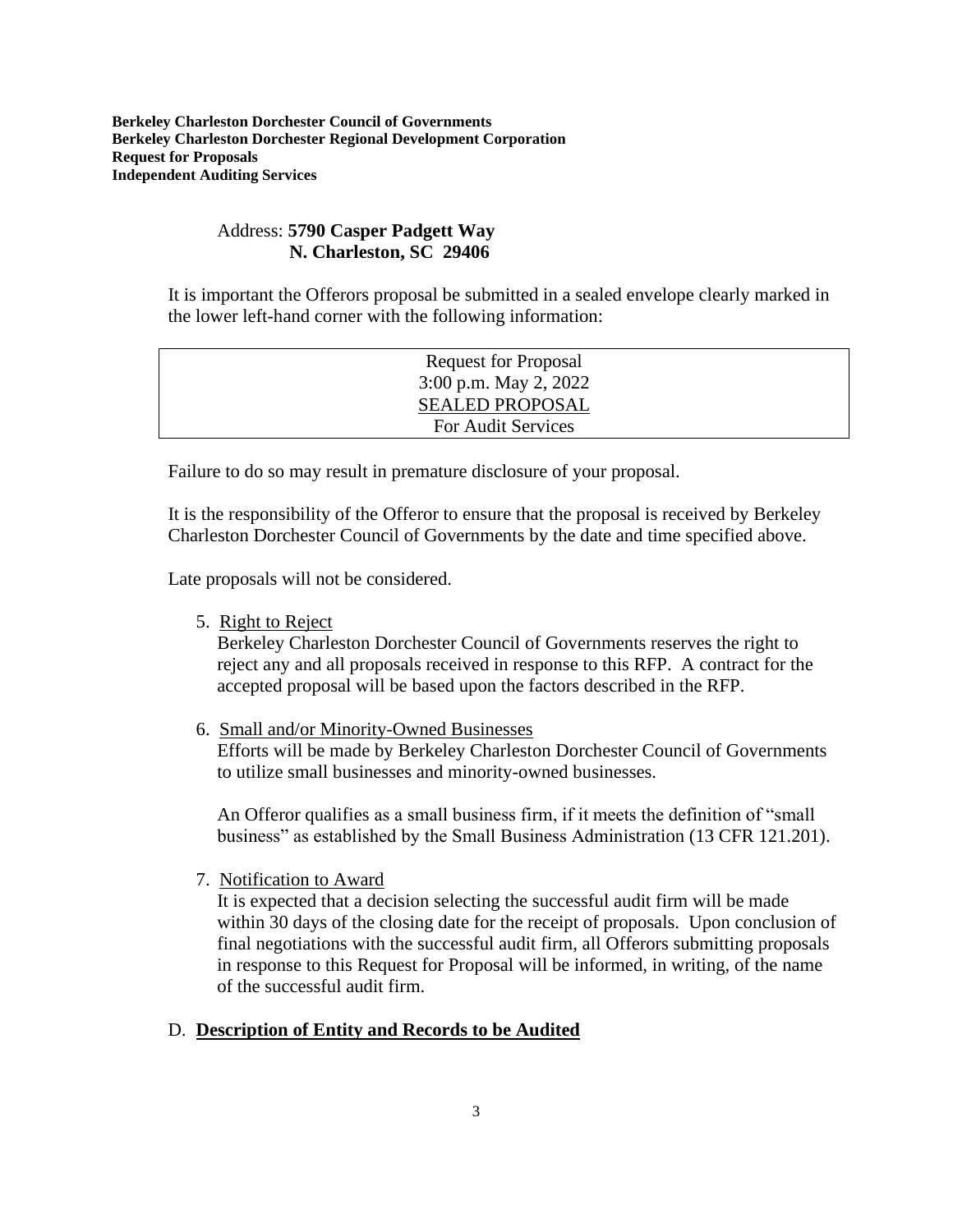Address: **5790 Casper Padgett Way**
**N. Charleston, SC 29406**

It is important the Offerors proposal be submitted in a sealed envelope clearly marked in the lower left-hand corner with the following information:

| Request for Proposal<br>3:00 p.m. May 2, 2022<br><u>SEALED PROPOSAL</u><br>For Audit Services |
|---|

Failure to do so may result in premature disclosure of your proposal.

It is the responsibility of the Offeror to ensure that the proposal is received by Berkeley Charleston Dorchester Council of Governments by the date and time specified above.

Late proposals will not be considered.

5. <u>Right to Reject</u>
   Berkeley Charleston Dorchester Council of Governments reserves the right to reject any and all proposals received in response to this RFP. A contract for the accepted proposal will be based upon the factors described in the RFP.

6. <u>Small and/or Minority-Owned Businesses</u>
   Efforts will be made by Berkeley Charleston Dorchester Council of Governments to utilize small businesses and minority-owned businesses.

   An Offeror qualifies as a small business firm, if it meets the definition of "small business" as established by the Small Business Administration (13 CFR 121.201).

7. <u>Notification to Award</u>
   It is expected that a decision selecting the successful audit firm will be made within 30 days of the closing date for the receipt of proposals. Upon conclusion of final negotiations with the successful audit firm, all Offerors submitting proposals in response to this Request for Proposal will be informed, in writing, of the name of the successful audit firm.

## D. <u>Description of Entity and Records to be Audited</u>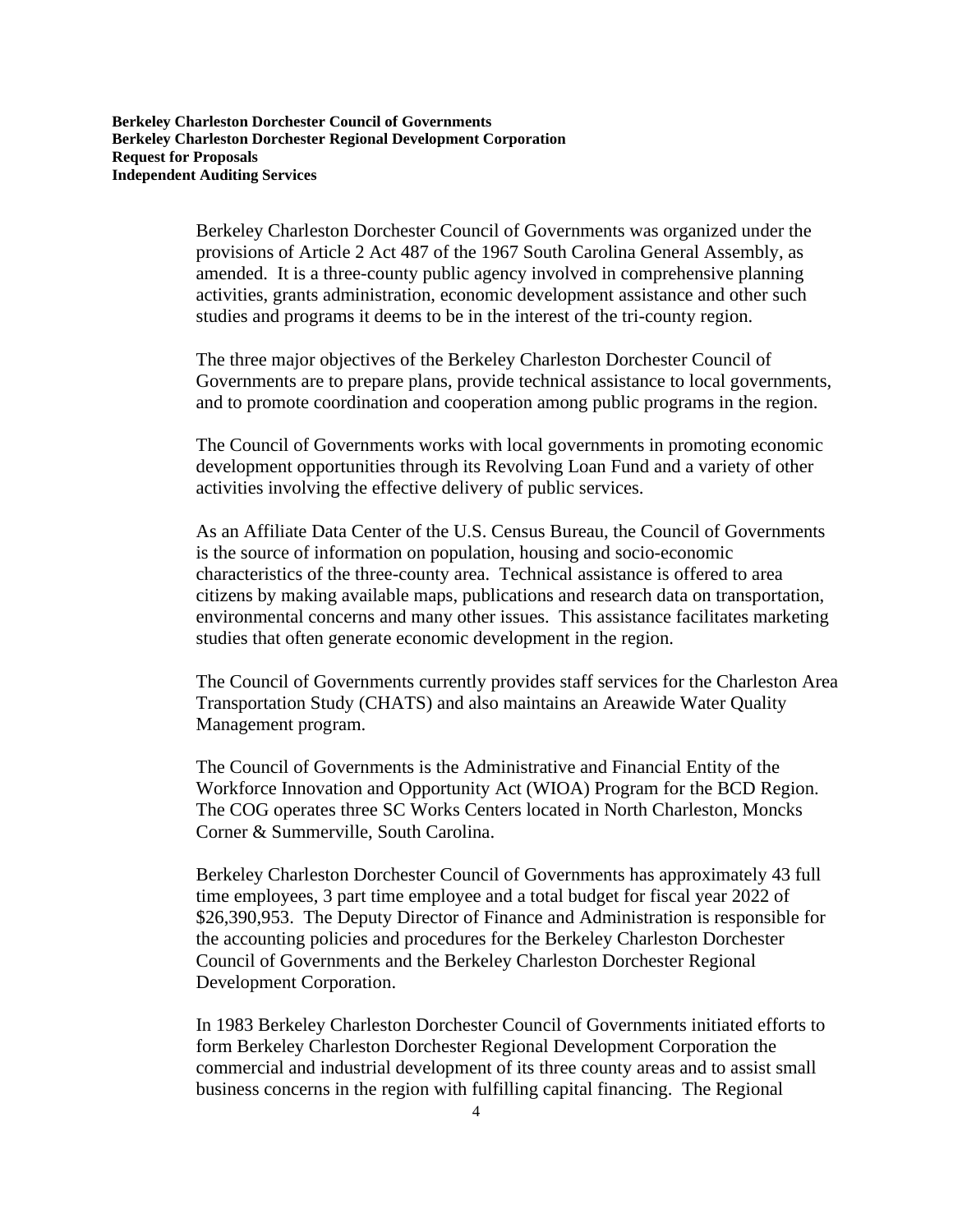Berkeley Charleston Dorchester Council of Governments was organized under the provisions of Article 2 Act 487 of the 1967 South Carolina General Assembly, as amended. It is a three-county public agency involved in comprehensive planning activities, grants administration, economic development assistance and other such studies and programs it deems to be in the interest of the tri-county region.

The three major objectives of the Berkeley Charleston Dorchester Council of Governments are to prepare plans, provide technical assistance to local governments, and to promote coordination and cooperation among public programs in the region.

The Council of Governments works with local governments in promoting economic development opportunities through its Revolving Loan Fund and a variety of other activities involving the effective delivery of public services.

As an Affiliate Data Center of the U.S. Census Bureau, the Council of Governments is the source of information on population, housing and socio-economic characteristics of the three-county area. Technical assistance is offered to area citizens by making available maps, publications and research data on transportation, environmental concerns and many other issues. This assistance facilitates marketing studies that often generate economic development in the region.

The Council of Governments currently provides staff services for the Charleston Area Transportation Study (CHATS) and also maintains an Areawide Water Quality Management program.

The Council of Governments is the Administrative and Financial Entity of the Workforce Innovation and Opportunity Act (WIOA) Program for the BCD Region. The COG operates three SC Works Centers located in North Charleston, Moncks Corner & Summerville, South Carolina.

Berkeley Charleston Dorchester Council of Governments has approximately 43 full time employees, 3 part time employee and a total budget for fiscal year 2022 of $26,390,953. The Deputy Director of Finance and Administration is responsible for the accounting policies and procedures for the Berkeley Charleston Dorchester Council of Governments and the Berkeley Charleston Dorchester Regional Development Corporation.

In 1983 Berkeley Charleston Dorchester Council of Governments initiated efforts to form Berkeley Charleston Dorchester Regional Development Corporation the commercial and industrial development of its three county areas and to assist small business concerns in the region with fulfilling capital financing. The Regional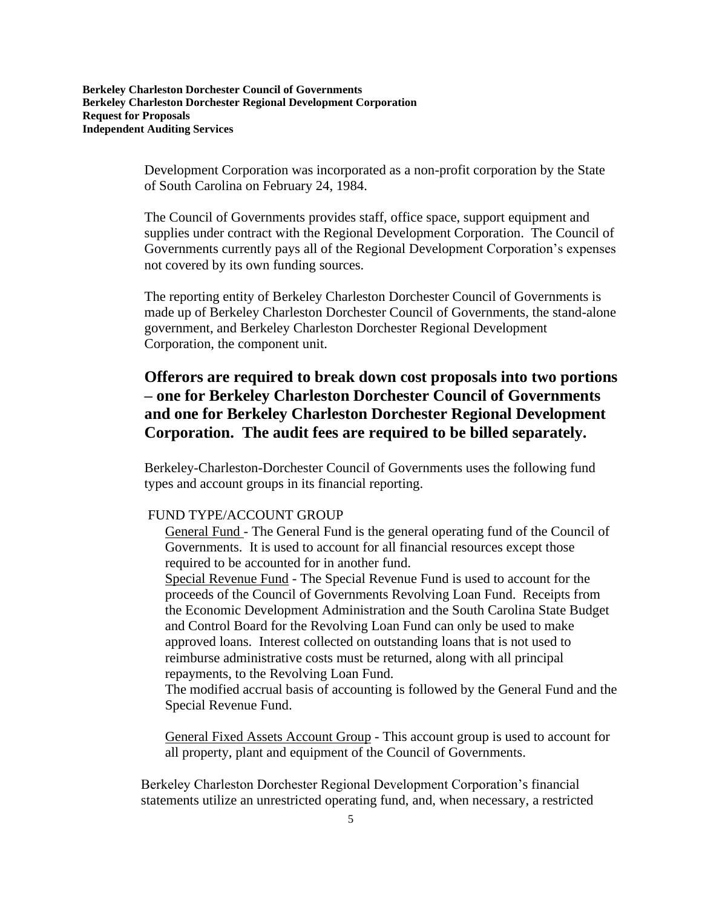Development Corporation was incorporated as a non-profit corporation by the State of South Carolina on February 24, 1984.

The Council of Governments provides staff, office space, support equipment and supplies under contract with the Regional Development Corporation. The Council of Governments currently pays all of the Regional Development Corporation's expenses not covered by its own funding sources.

The reporting entity of Berkeley Charleston Dorchester Council of Governments is made up of Berkeley Charleston Dorchester Council of Governments, the stand-alone government, and Berkeley Charleston Dorchester Regional Development Corporation, the component unit.

**Offerors are required to break down cost proposals into two portions – one for Berkeley Charleston Dorchester Council of Governments and one for Berkeley Charleston Dorchester Regional Development Corporation. The audit fees are required to be billed separately.**

Berkeley-Charleston-Dorchester Council of Governments uses the following fund types and account groups in its financial reporting.

FUND TYPE/ACCOUNT GROUP

General Fund - The General Fund is the general operating fund of the Council of Governments. It is used to account for all financial resources except those required to be accounted for in another fund.

Special Revenue Fund - The Special Revenue Fund is used to account for the proceeds of the Council of Governments Revolving Loan Fund. Receipts from the Economic Development Administration and the South Carolina State Budget and Control Board for the Revolving Loan Fund can only be used to make approved loans. Interest collected on outstanding loans that is not used to reimburse administrative costs must be returned, along with all principal repayments, to the Revolving Loan Fund.

The modified accrual basis of accounting is followed by the General Fund and the Special Revenue Fund.

General Fixed Assets Account Group - This account group is used to account for all property, plant and equipment of the Council of Governments.

Berkeley Charleston Dorchester Regional Development Corporation's financial statements utilize an unrestricted operating fund, and, when necessary, a restricted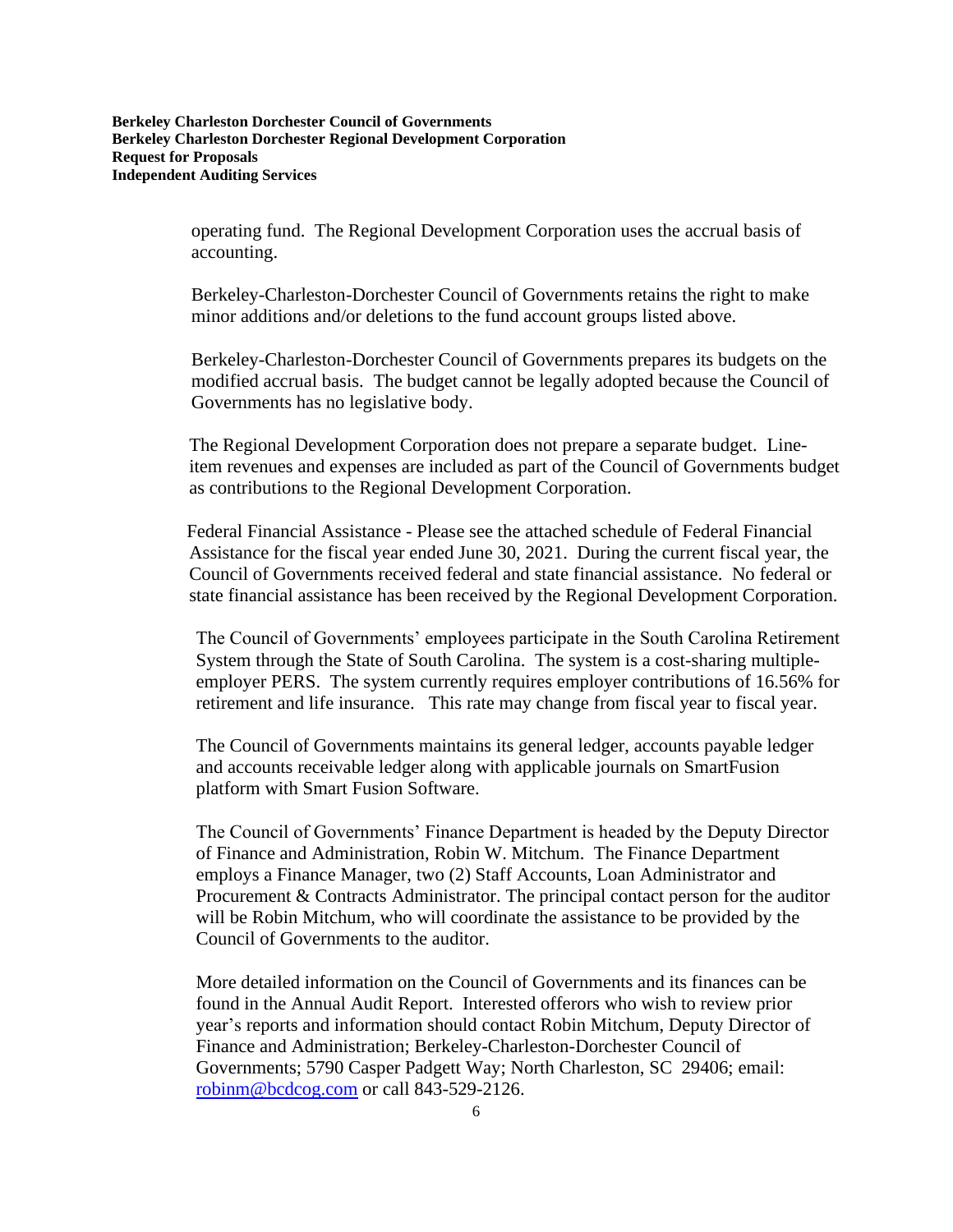operating fund. The Regional Development Corporation uses the accrual basis of accounting.

Berkeley-Charleston-Dorchester Council of Governments retains the right to make minor additions and/or deletions to the fund account groups listed above.

Berkeley-Charleston-Dorchester Council of Governments prepares its budgets on the modified accrual basis. The budget cannot be legally adopted because the Council of Governments has no legislative body.

The Regional Development Corporation does not prepare a separate budget. Line-item revenues and expenses are included as part of the Council of Governments budget as contributions to the Regional Development Corporation.

Federal Financial Assistance - Please see the attached schedule of Federal Financial Assistance for the fiscal year ended June 30, 2021. During the current fiscal year, the Council of Governments received federal and state financial assistance. No federal or state financial assistance has been received by the Regional Development Corporation.

The Council of Governments' employees participate in the South Carolina Retirement System through the State of South Carolina. The system is a cost-sharing multiple-employer PERS. The system currently requires employer contributions of 16.56% for retirement and life insurance. This rate may change from fiscal year to fiscal year.

The Council of Governments maintains its general ledger, accounts payable ledger and accounts receivable ledger along with applicable journals on SmartFusion platform with Smart Fusion Software.

The Council of Governments' Finance Department is headed by the Deputy Director of Finance and Administration, Robin W. Mitchum. The Finance Department employs a Finance Manager, two (2) Staff Accounts, Loan Administrator and Procurement & Contracts Administrator. The principal contact person for the auditor will be Robin Mitchum, who will coordinate the assistance to be provided by the Council of Governments to the auditor.

More detailed information on the Council of Governments and its finances can be found in the Annual Audit Report. Interested offerors who wish to review prior year's reports and information should contact Robin Mitchum, Deputy Director of Finance and Administration; Berkeley-Charleston-Dorchester Council of Governments; 5790 Casper Padgett Way; North Charleston, SC 29406; email: robinm@bcdcog.com or call 843-529-2126.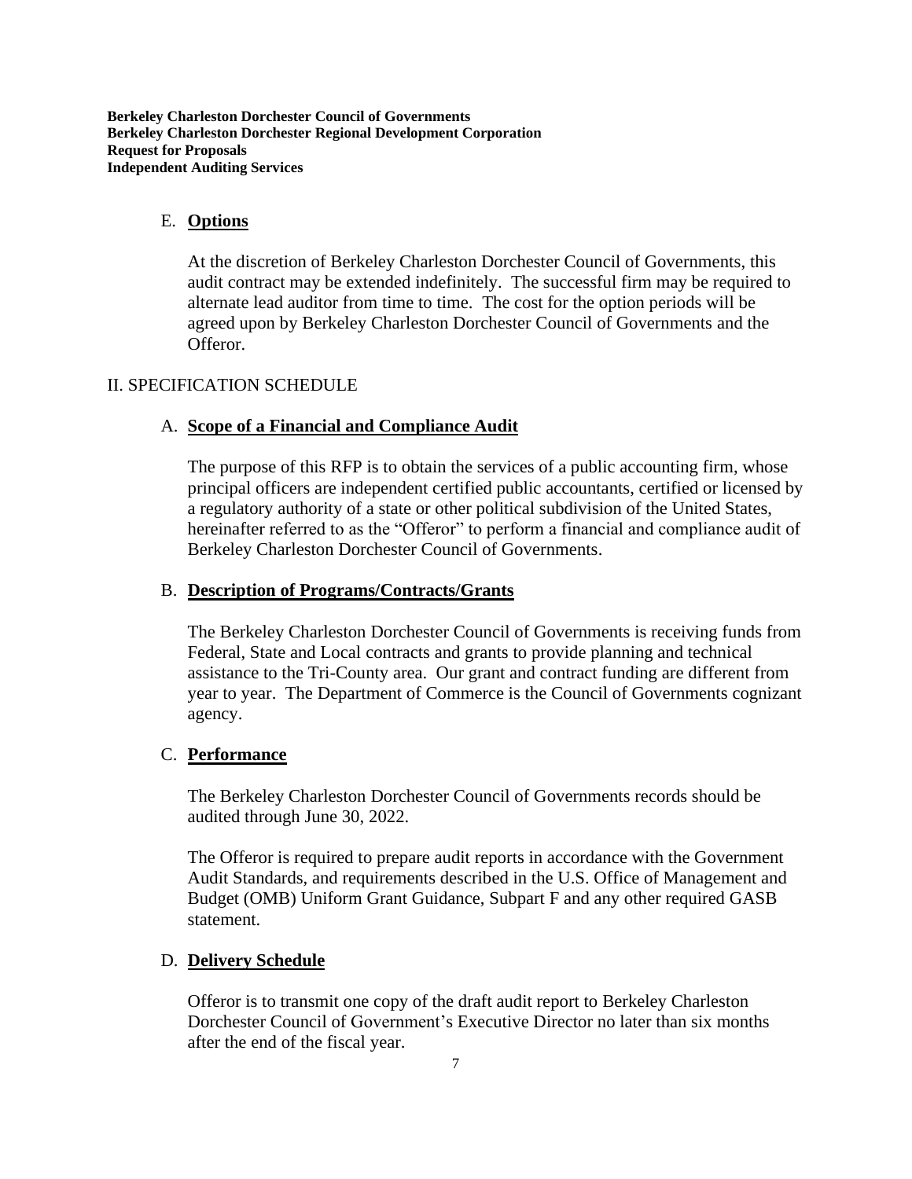### E. **Options**

At the discretion of Berkeley Charleston Dorchester Council of Governments, this audit contract may be extended indefinitely. The successful firm may be required to alternate lead auditor from time to time. The cost for the option periods will be agreed upon by Berkeley Charleston Dorchester Council of Governments and the Offeror.

## II. SPECIFICATION SCHEDULE

### A. **Scope of a Financial and Compliance Audit**

The purpose of this RFP is to obtain the services of a public accounting firm, whose principal officers are independent certified public accountants, certified or licensed by a regulatory authority of a state or other political subdivision of the United States, hereinafter referred to as the "Offeror" to perform a financial and compliance audit of Berkeley Charleston Dorchester Council of Governments.

### B. **Description of Programs/Contracts/Grants**

The Berkeley Charleston Dorchester Council of Governments is receiving funds from Federal, State and Local contracts and grants to provide planning and technical assistance to the Tri-County area. Our grant and contract funding are different from year to year. The Department of Commerce is the Council of Governments cognizant agency.

### C. **Performance**

The Berkeley Charleston Dorchester Council of Governments records should be audited through June 30, 2022.

The Offeror is required to prepare audit reports in accordance with the Government Audit Standards, and requirements described in the U.S. Office of Management and Budget (OMB) Uniform Grant Guidance, Subpart F and any other required GASB statement.

### D. **Delivery Schedule**

Offeror is to transmit one copy of the draft audit report to Berkeley Charleston Dorchester Council of Government's Executive Director no later than six months after the end of the fiscal year.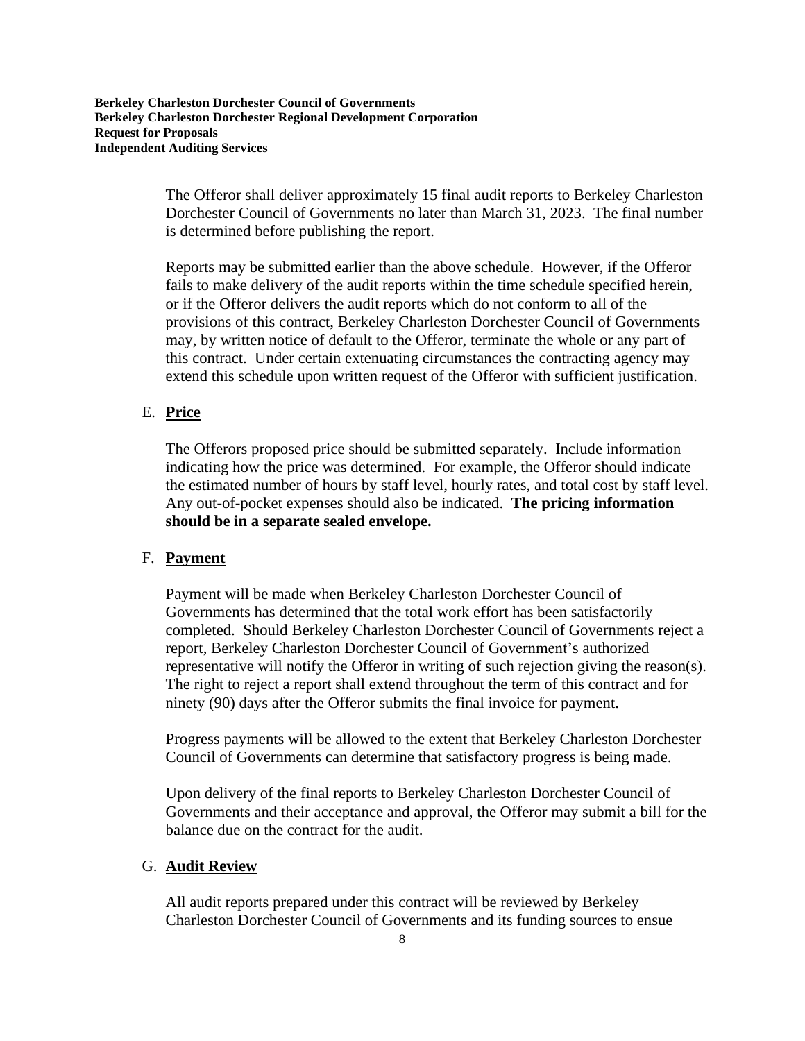The Offeror shall deliver approximately 15 final audit reports to Berkeley Charleston Dorchester Council of Governments no later than March 31, 2023. The final number is determined before publishing the report.

Reports may be submitted earlier than the above schedule. However, if the Offeror fails to make delivery of the audit reports within the time schedule specified herein, or if the Offeror delivers the audit reports which do not conform to all of the provisions of this contract, Berkeley Charleston Dorchester Council of Governments may, by written notice of default to the Offeror, terminate the whole or any part of this contract. Under certain extenuating circumstances the contracting agency may extend this schedule upon written request of the Offeror with sufficient justification.

E. **Price**

The Offerors proposed price should be submitted separately. Include information indicating how the price was determined. For example, the Offeror should indicate the estimated number of hours by staff level, hourly rates, and total cost by staff level. Any out-of-pocket expenses should also be indicated. **The pricing information should be in a separate sealed envelope.**

F. **Payment**

Payment will be made when Berkeley Charleston Dorchester Council of Governments has determined that the total work effort has been satisfactorily completed. Should Berkeley Charleston Dorchester Council of Governments reject a report, Berkeley Charleston Dorchester Council of Government's authorized representative will notify the Offeror in writing of such rejection giving the reason(s). The right to reject a report shall extend throughout the term of this contract and for ninety (90) days after the Offeror submits the final invoice for payment.

Progress payments will be allowed to the extent that Berkeley Charleston Dorchester Council of Governments can determine that satisfactory progress is being made.

Upon delivery of the final reports to Berkeley Charleston Dorchester Council of Governments and their acceptance and approval, the Offeror may submit a bill for the balance due on the contract for the audit.

G. **Audit Review**

All audit reports prepared under this contract will be reviewed by Berkeley Charleston Dorchester Council of Governments and its funding sources to ensue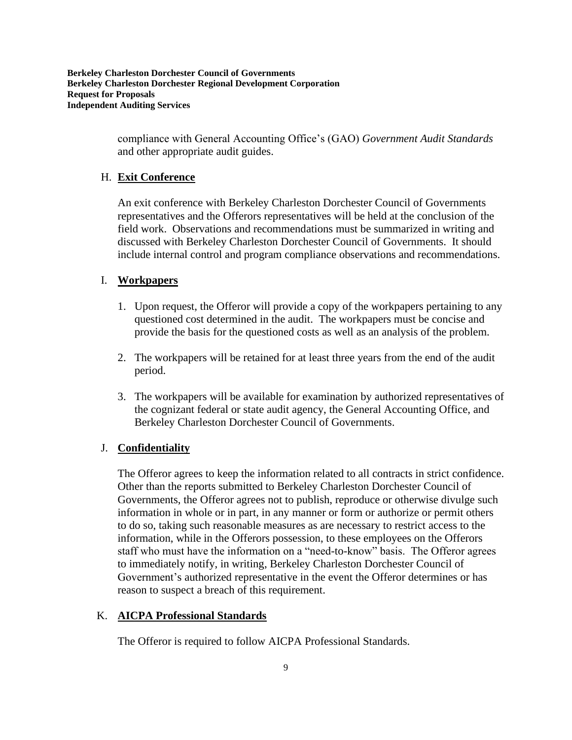compliance with General Accounting Office's (GAO) *Government Audit Standards* and other appropriate audit guides.

H. **Exit Conference**

An exit conference with Berkeley Charleston Dorchester Council of Governments representatives and the Offerors representatives will be held at the conclusion of the field work. Observations and recommendations must be summarized in writing and discussed with Berkeley Charleston Dorchester Council of Governments. It should include internal control and program compliance observations and recommendations.

I. **Workpapers**

1. Upon request, the Offeror will provide a copy of the workpapers pertaining to any questioned cost determined in the audit. The workpapers must be concise and provide the basis for the questioned costs as well as an analysis of the problem.

2. The workpapers will be retained for at least three years from the end of the audit period.

3. The workpapers will be available for examination by authorized representatives of the cognizant federal or state audit agency, the General Accounting Office, and Berkeley Charleston Dorchester Council of Governments.

J. **Confidentiality**

The Offeror agrees to keep the information related to all contracts in strict confidence. Other than the reports submitted to Berkeley Charleston Dorchester Council of Governments, the Offeror agrees not to publish, reproduce or otherwise divulge such information in whole or in part, in any manner or form or authorize or permit others to do so, taking such reasonable measures as are necessary to restrict access to the information, while in the Offerors possession, to these employees on the Offerors staff who must have the information on a "need-to-know" basis. The Offeror agrees to immediately notify, in writing, Berkeley Charleston Dorchester Council of Government's authorized representative in the event the Offeror determines or has reason to suspect a breach of this requirement.

K. **AICPA Professional Standards**

The Offeror is required to follow AICPA Professional Standards.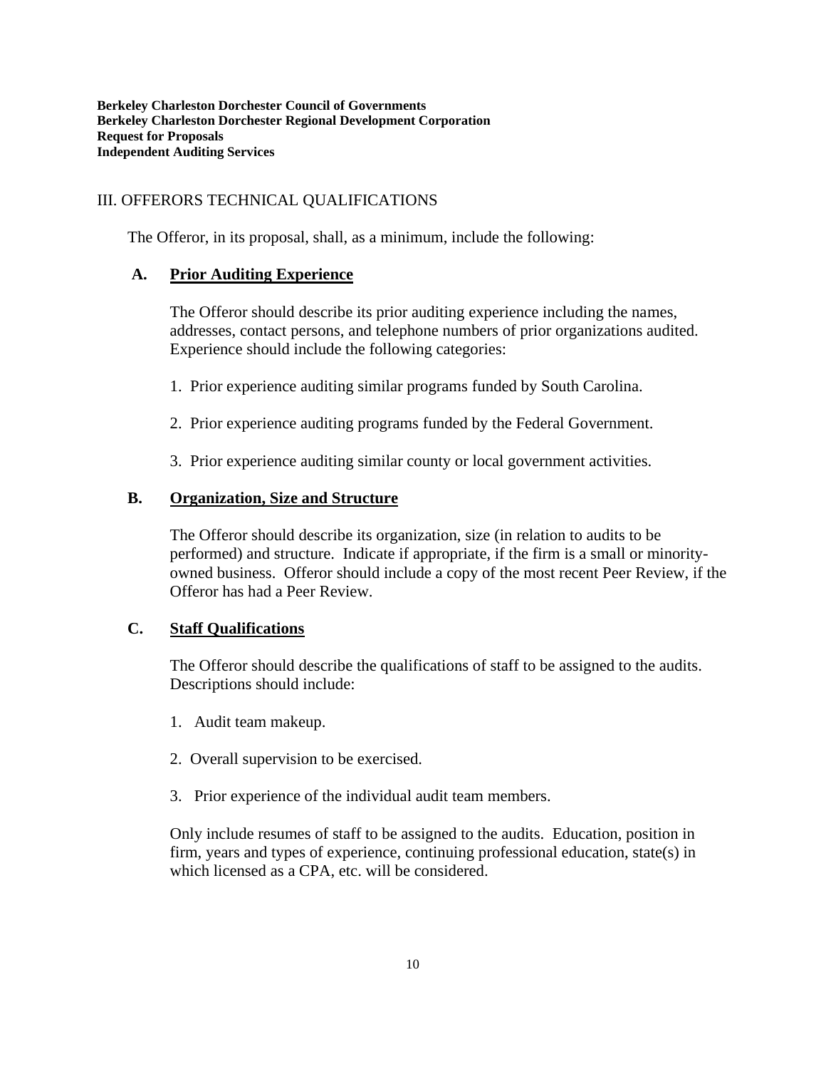## III. OFFERORS TECHNICAL QUALIFICATIONS

The Offeror, in its proposal, shall, as a minimum, include the following:

### A. Prior Auditing Experience

The Offeror should describe its prior auditing experience including the names, addresses, contact persons, and telephone numbers of prior organizations audited. Experience should include the following categories:

1. Prior experience auditing similar programs funded by South Carolina.
2. Prior experience auditing programs funded by the Federal Government.
3. Prior experience auditing similar county or local government activities.

### B. Organization, Size and Structure

The Offeror should describe its organization, size (in relation to audits to be performed) and structure. Indicate if appropriate, if the firm is a small or minority-owned business. Offeror should include a copy of the most recent Peer Review, if the Offeror has had a Peer Review.

### C. Staff Qualifications

The Offeror should describe the qualifications of staff to be assigned to the audits. Descriptions should include:

1. Audit team makeup.
2. Overall supervision to be exercised.
3. Prior experience of the individual audit team members.

Only include resumes of staff to be assigned to the audits. Education, position in firm, years and types of experience, continuing professional education, state(s) in which licensed as a CPA, etc. will be considered.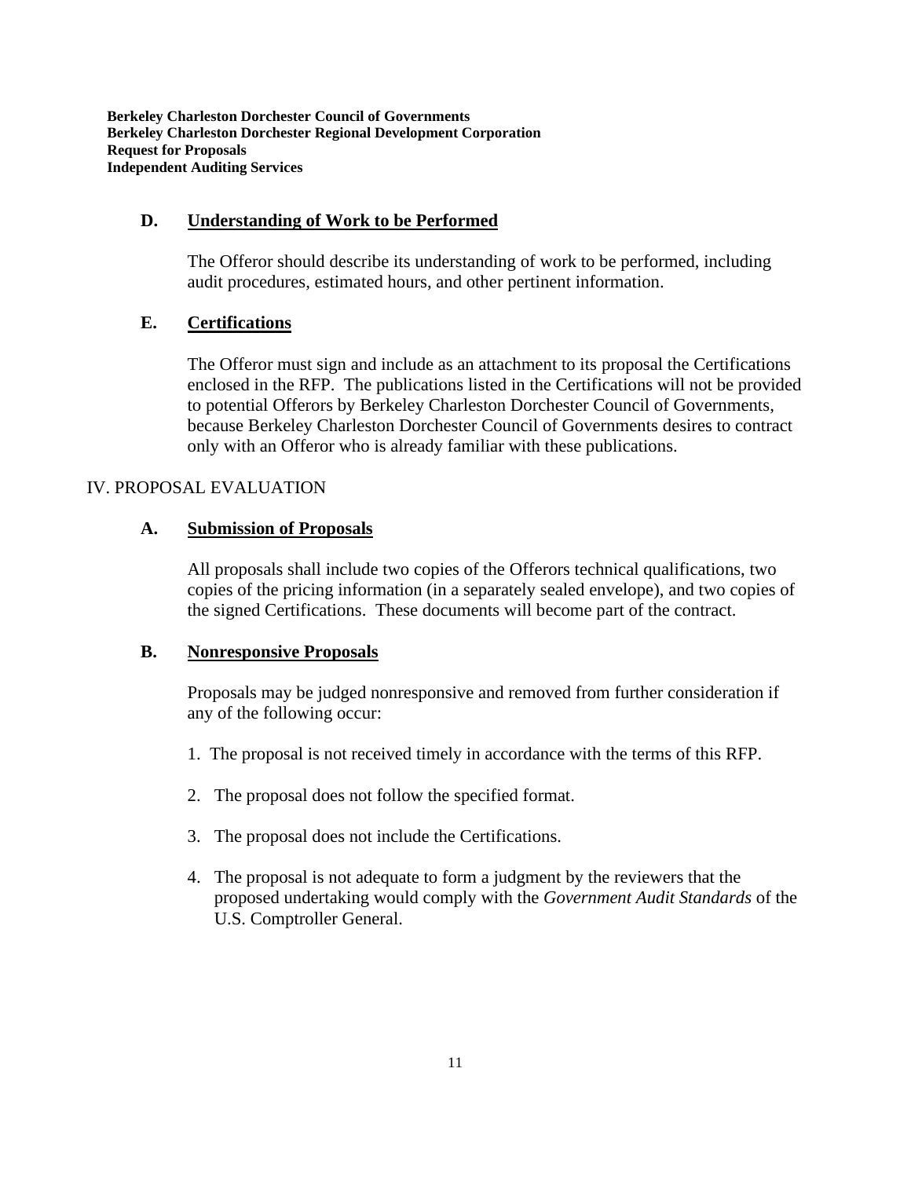### D. Understanding of Work to be Performed

The Offeror should describe its understanding of work to be performed, including audit procedures, estimated hours, and other pertinent information.

### E. Certifications

The Offeror must sign and include as an attachment to its proposal the Certifications enclosed in the RFP. The publications listed in the Certifications will not be provided to potential Offerors by Berkeley Charleston Dorchester Council of Governments, because Berkeley Charleston Dorchester Council of Governments desires to contract only with an Offeror who is already familiar with these publications.

## IV. PROPOSAL EVALUATION

### A. Submission of Proposals

All proposals shall include two copies of the Offerors technical qualifications, two copies of the pricing information (in a separately sealed envelope), and two copies of the signed Certifications. These documents will become part of the contract.

### B. Nonresponsive Proposals

Proposals may be judged nonresponsive and removed from further consideration if any of the following occur:

1. The proposal is not received timely in accordance with the terms of this RFP.
2. The proposal does not follow the specified format.
3. The proposal does not include the Certifications.
4. The proposal is not adequate to form a judgment by the reviewers that the proposed undertaking would comply with the *Government Audit Standards* of the U.S. Comptroller General.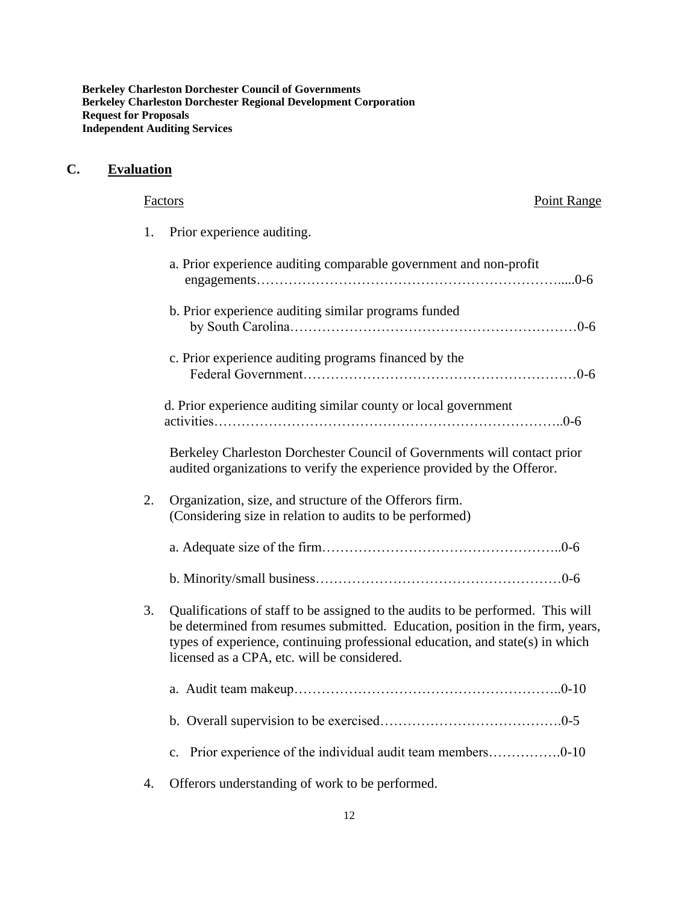**Berkeley Charleston Dorchester Council of Governments**
**Berkeley Charleston Dorchester Regional Development Corporation**
**Request for Proposals**
**Independent Auditing Services**

## C. Evaluation

| Factors | Point Range |
|---|---|
| 1. Prior experience auditing. | |
| a. Prior experience auditing comparable government and non-profit engagements | 0-6 |
| b. Prior experience auditing similar programs funded by South Carolina | 0-6 |
| c. Prior experience auditing programs financed by the Federal Government | 0-6 |
| d. Prior experience auditing similar county or local government activities | 0-6 |
| Berkeley Charleston Dorchester Council of Governments will contact prior audited organizations to verify the experience provided by the Offeror. | |
| 2. Organization, size, and structure of the Offerors firm. (Considering size in relation to audits to be performed) | |
| a. Adequate size of the firm | 0-6 |
| b. Minority/small business | 0-6 |
| 3. Qualifications of staff to be assigned to the audits to be performed. This will be determined from resumes submitted. Education, position in the firm, years, types of experience, continuing professional education, and state(s) in which licensed as a CPA, etc. will be considered. | |
| a. Audit team makeup | 0-10 |
| b. Overall supervision to be exercised | 0-5 |
| c. Prior experience of the individual audit team members | 0-10 |
| 4. Offerors understanding of work to be performed. | |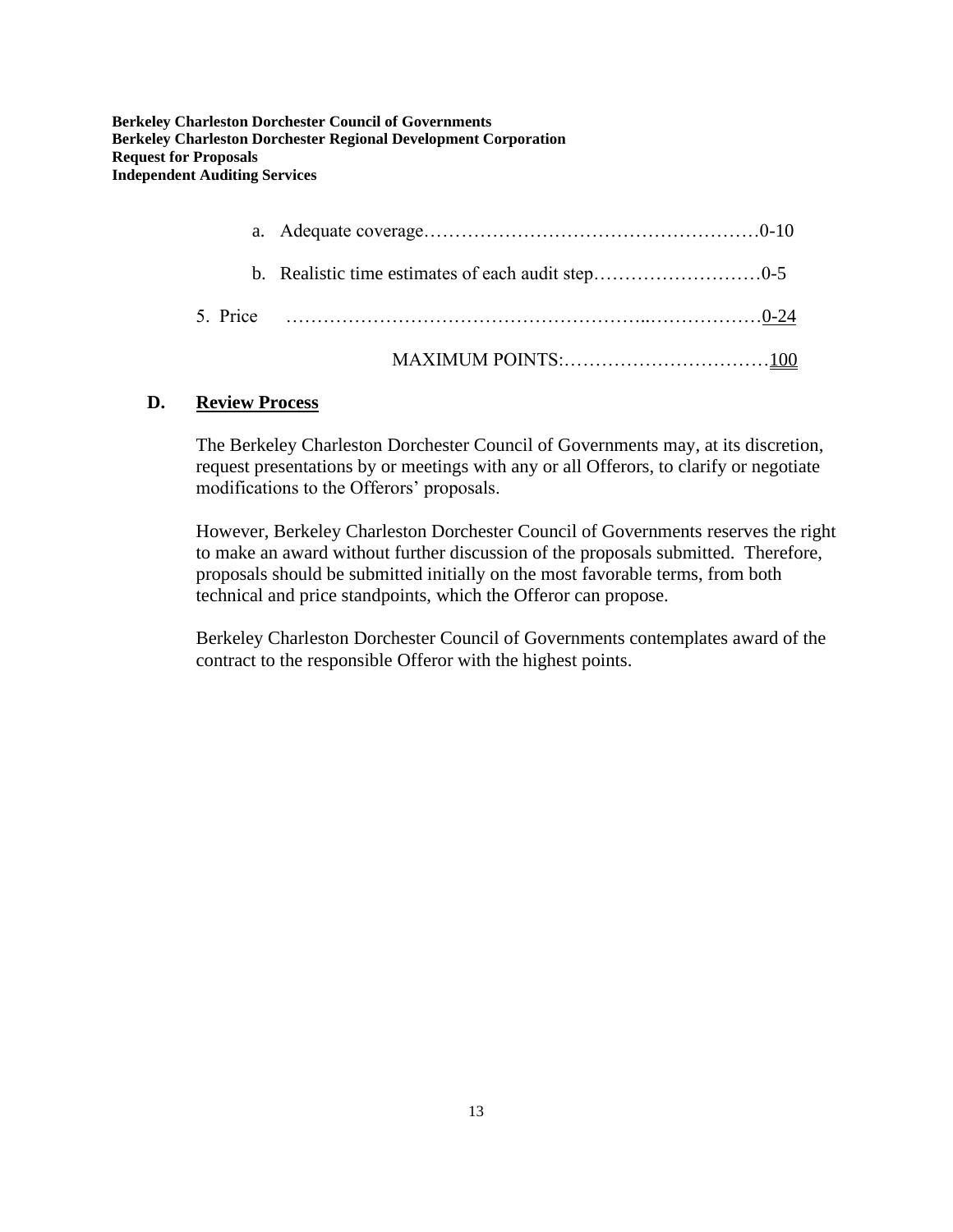a. Adequate coverage……………………………………………0-10

   b. Realistic time estimates of each audit step………………………0-5

5. Price ……………………………………………..………………0-24

MAXIMUM POINTS:……………………………100

### D. Review Process

The Berkeley Charleston Dorchester Council of Governments may, at its discretion, request presentations by or meetings with any or all Offerors, to clarify or negotiate modifications to the Offerors' proposals.

However, Berkeley Charleston Dorchester Council of Governments reserves the right to make an award without further discussion of the proposals submitted. Therefore, proposals should be submitted initially on the most favorable terms, from both technical and price standpoints, which the Offeror can propose.

Berkeley Charleston Dorchester Council of Governments contemplates award of the contract to the responsible Offeror with the highest points.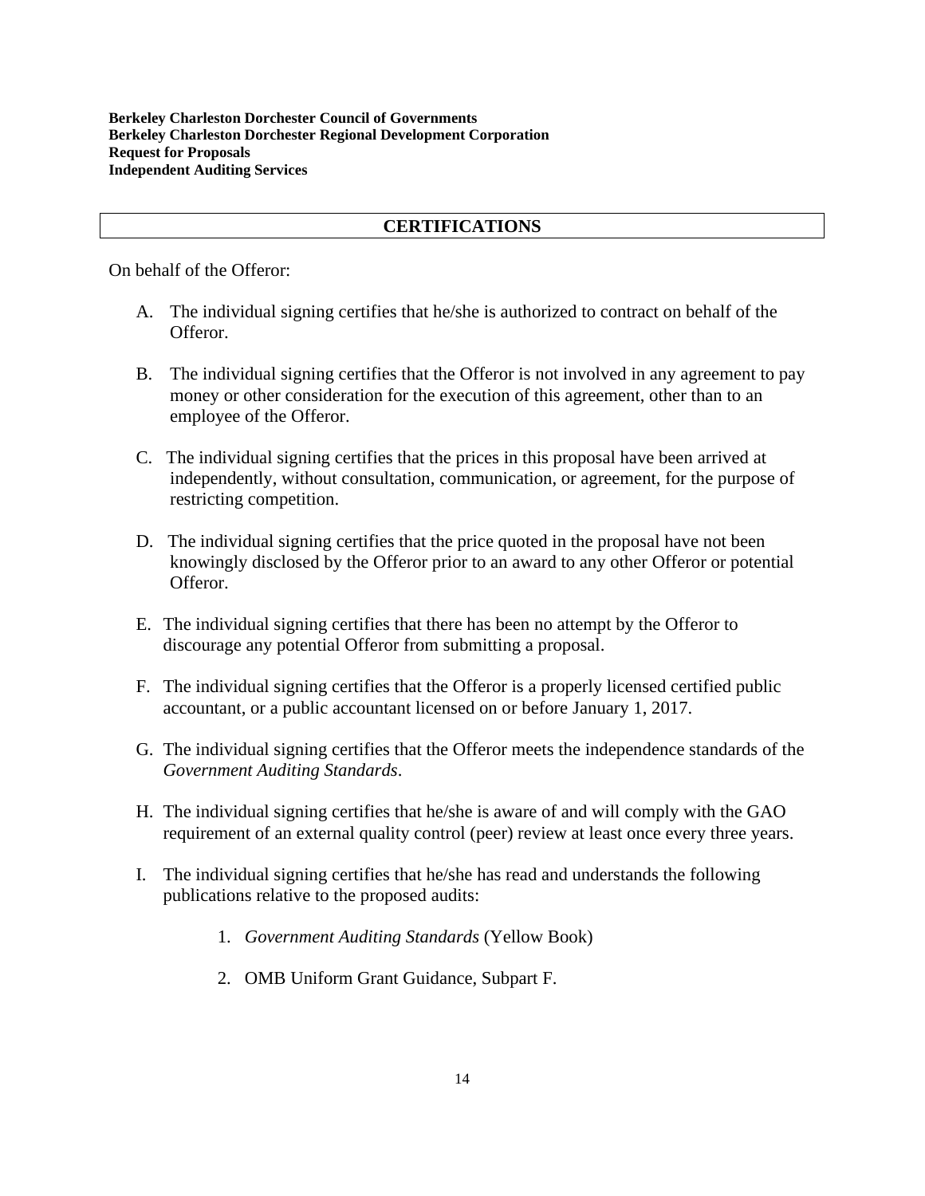**Berkeley Charleston Dorchester Council of Governments**
**Berkeley Charleston Dorchester Regional Development Corporation**
**Request for Proposals**
**Independent Auditing Services**

## CERTIFICATIONS

On behalf of the Offeror:

A. The individual signing certifies that he/she is authorized to contract on behalf of the Offeror.

B. The individual signing certifies that the Offeror is not involved in any agreement to pay money or other consideration for the execution of this agreement, other than to an employee of the Offeror.

C. The individual signing certifies that the prices in this proposal have been arrived at independently, without consultation, communication, or agreement, for the purpose of restricting competition.

D. The individual signing certifies that the price quoted in the proposal have not been knowingly disclosed by the Offeror prior to an award to any other Offeror or potential Offeror.

E. The individual signing certifies that there has been no attempt by the Offeror to discourage any potential Offeror from submitting a proposal.

F. The individual signing certifies that the Offeror is a properly licensed certified public accountant, or a public accountant licensed on or before January 1, 2017.

G. The individual signing certifies that the Offeror meets the independence standards of the *Government Auditing Standards*.

H. The individual signing certifies that he/she is aware of and will comply with the GAO requirement of an external quality control (peer) review at least once every three years.

I. The individual signing certifies that he/she has read and understands the following publications relative to the proposed audits:

   1. *Government Auditing Standards* (Yellow Book)

   2. OMB Uniform Grant Guidance, Subpart F.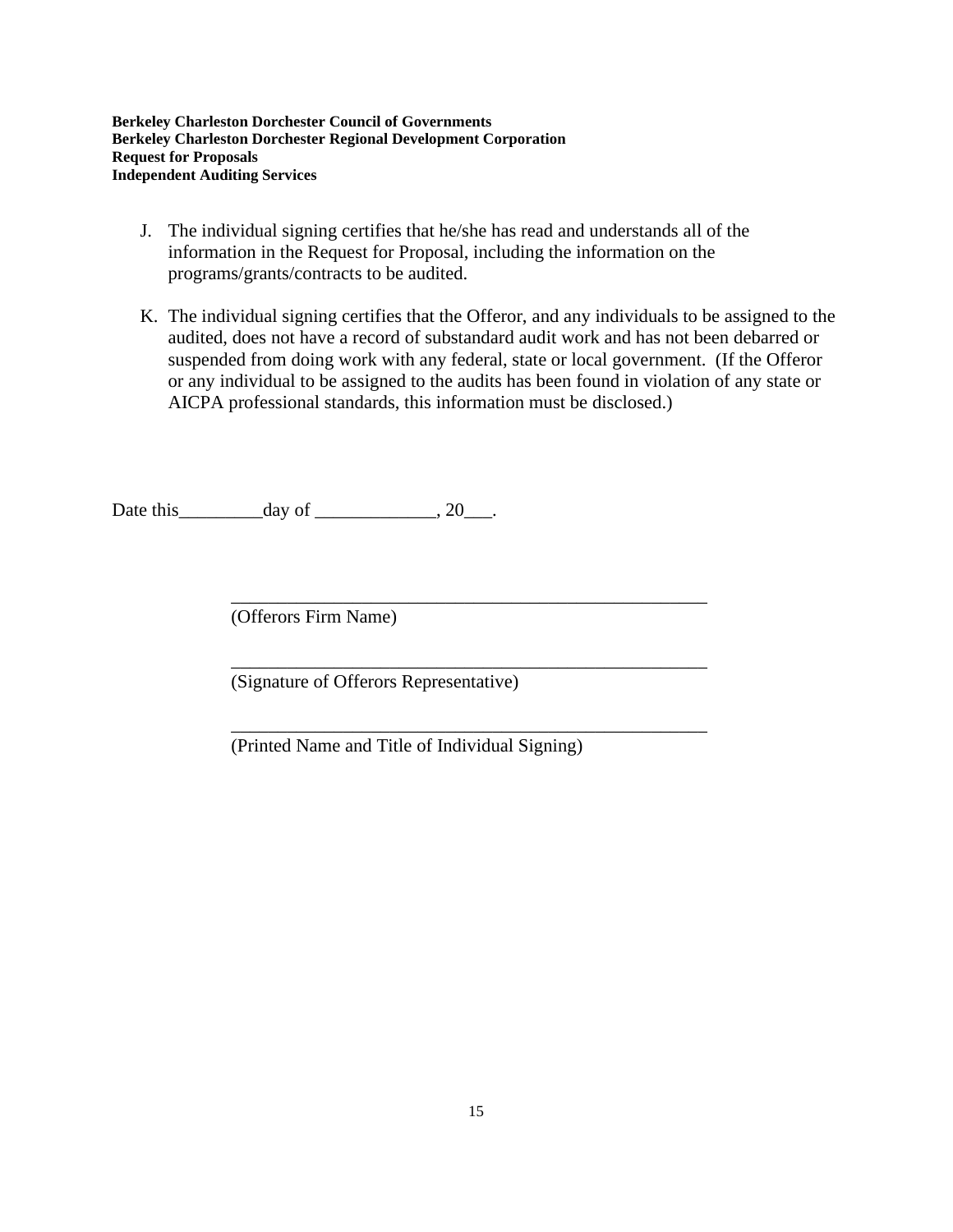J. The individual signing certifies that he/she has read and understands all of the information in the Request for Proposal, including the information on the programs/grants/contracts to be audited.

K. The individual signing certifies that the Offeror, and any individuals to be assigned to the audited, does not have a record of substandard audit work and has not been debarred or suspended from doing work with any federal, state or local government. (If the Offeror or any individual to be assigned to the audits has been found in violation of any state or AICPA professional standards, this information must be disclosed.)

Date this_________day of _____________, 20___.

_____________________________________________________
(Offerors Firm Name)

_____________________________________________________
(Signature of Offerors Representative)

_____________________________________________________
(Printed Name and Title of Individual Signing)